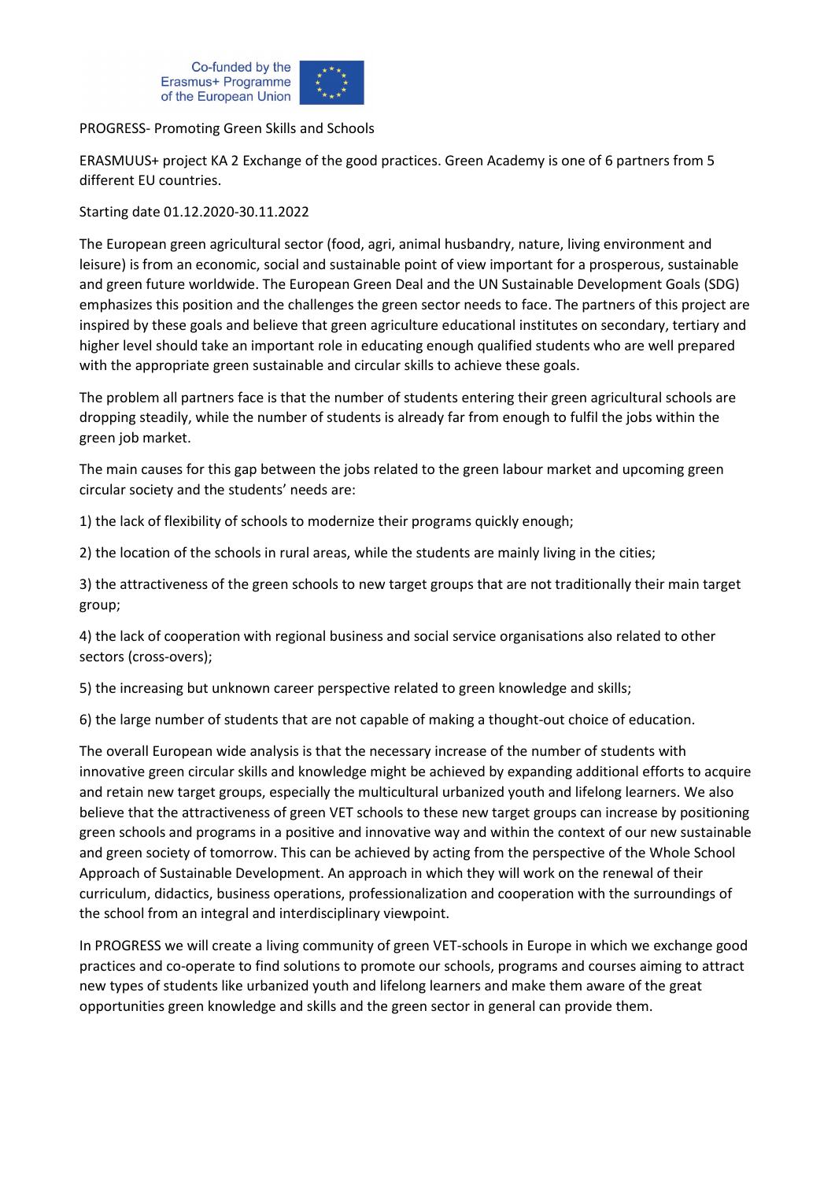Co-funded by the Erasmus+ Programme of the European Union

PROGRESS- Promoting Green Skills and Schools

ERASMUUS+ project KA 2 Exchange of the good practices. Green Academy is one of 6 partners from 5 different EU countries.

Starting date 01.12.2020-30.11.2022

The European green agricultural sector (food, agri, animal husbandry, nature, living environment and leisure) is from an economic, social and sustainable point of view important for a prosperous, sustainable and green future worldwide. The European Green Deal and the UN Sustainable Development Goals (SDG) emphasizes this position and the challenges the green sector needs to face. The partners of this project are inspired by these goals and believe that green agriculture educational institutes on secondary, tertiary and higher level should take an important role in educating enough qualified students who are well prepared with the appropriate green sustainable and circular skills to achieve these goals.

The problem all partners face is that the number of students entering their green agricultural schools are dropping steadily, while the number of students is already far from enough to fulfil the jobs within the green job market.

The main causes for this gap between the jobs related to the green labour market and upcoming green circular society and the students' needs are:

1) the lack of flexibility of schools to modernize their programs quickly enough;

2) the location of the schools in rural areas, while the students are mainly living in the cities;

3) the attractiveness of the green schools to new target groups that are not traditionally their main target group;

4) the lack of cooperation with regional business and social service organisations also related to other sectors (cross-overs);

5) the increasing but unknown career perspective related to green knowledge and skills;

6) the large number of students that are not capable of making a thought-out choice of education.

The overall European wide analysis is that the necessary increase of the number of students with innovative green circular skills and knowledge might be achieved by expanding additional efforts to acquire and retain new target groups, especially the multicultural urbanized youth and lifelong learners. We also believe that the attractiveness of green VET schools to these new target groups can increase by positioning green schools and programs in a positive and innovative way and within the context of our new sustainable and green society of tomorrow. This can be achieved by acting from the perspective of the Whole School Approach of Sustainable Development. An approach in which they will work on the renewal of their curriculum, didactics, business operations, professionalization and cooperation with the surroundings of the school from an integral and interdisciplinary viewpoint.

In PROGRESS we will create a living community of green VET-schools in Europe in which we exchange good practices and co-operate to find solutions to promote our schools, programs and courses aiming to attract new types of students like urbanized youth and lifelong learners and make them aware of the great opportunities green knowledge and skills and the green sector in general can provide them.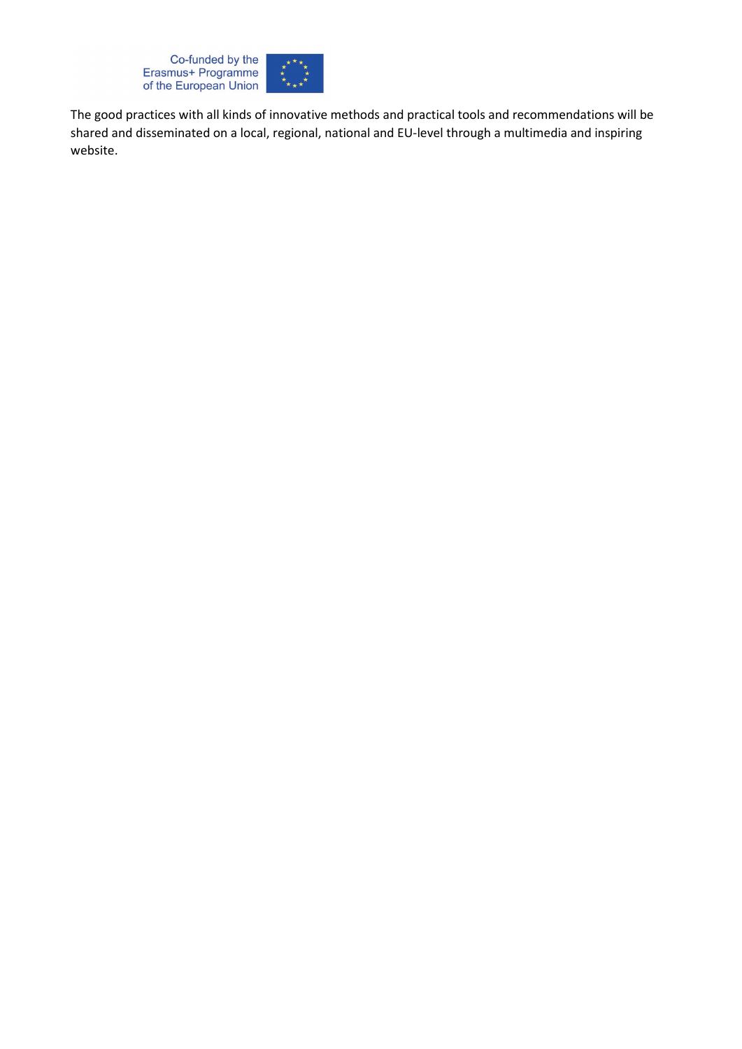The good practices with all kinds of innovative methods and practical tools and recommendations will be shared and disseminated on a local, regional, national and EU-level through a multimedia and inspiring website.